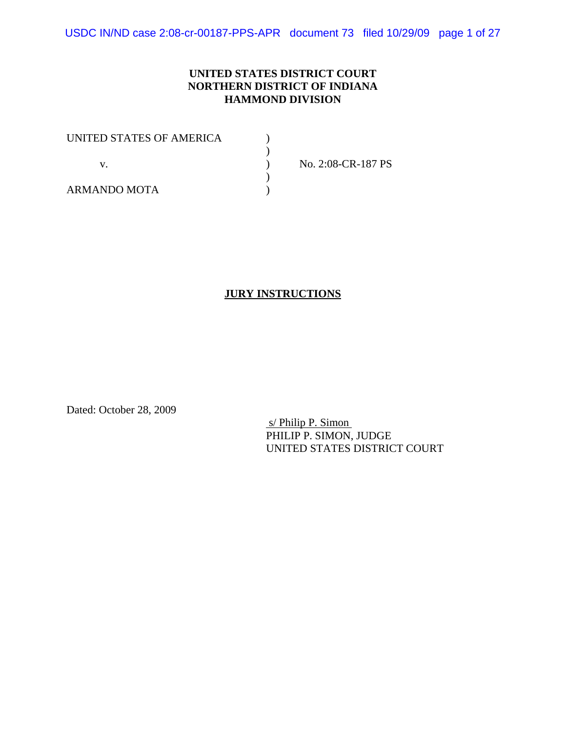**UNITED STATES DISTRICT COURT**
**NORTHERN DISTRICT OF INDIANA**
**HAMMOND DIVISION**

UNITED STATES OF AMERICA )
)
v. ) No. 2:08-CR-187 PS
)
ARMANDO MOTA )

**JURY INSTRUCTIONS**

Dated: October 28, 2009

s/ Philip P. Simon
PHILIP P. SIMON, JUDGE
UNITED STATES DISTRICT COURT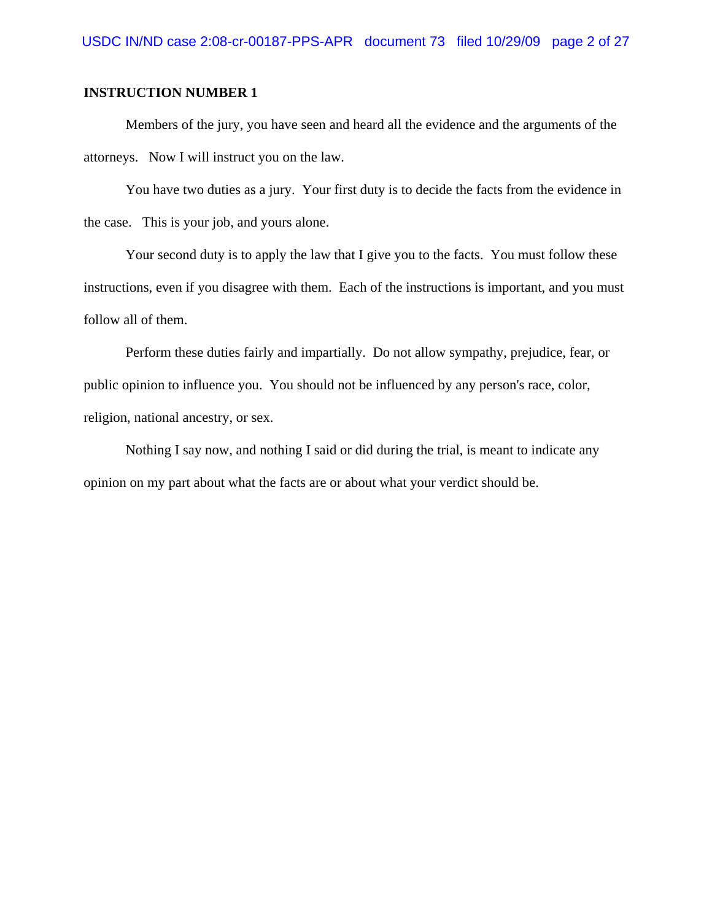**INSTRUCTION NUMBER 1**

Members of the jury, you have seen and heard all the evidence and the arguments of the attorneys. Now I will instruct you on the law.

You have two duties as a jury. Your first duty is to decide the facts from the evidence in the case. This is your job, and yours alone.

Your second duty is to apply the law that I give you to the facts. You must follow these instructions, even if you disagree with them. Each of the instructions is important, and you must follow all of them.

Perform these duties fairly and impartially. Do not allow sympathy, prejudice, fear, or public opinion to influence you. You should not be influenced by any person's race, color, religion, national ancestry, or sex.

Nothing I say now, and nothing I said or did during the trial, is meant to indicate any opinion on my part about what the facts are or about what your verdict should be.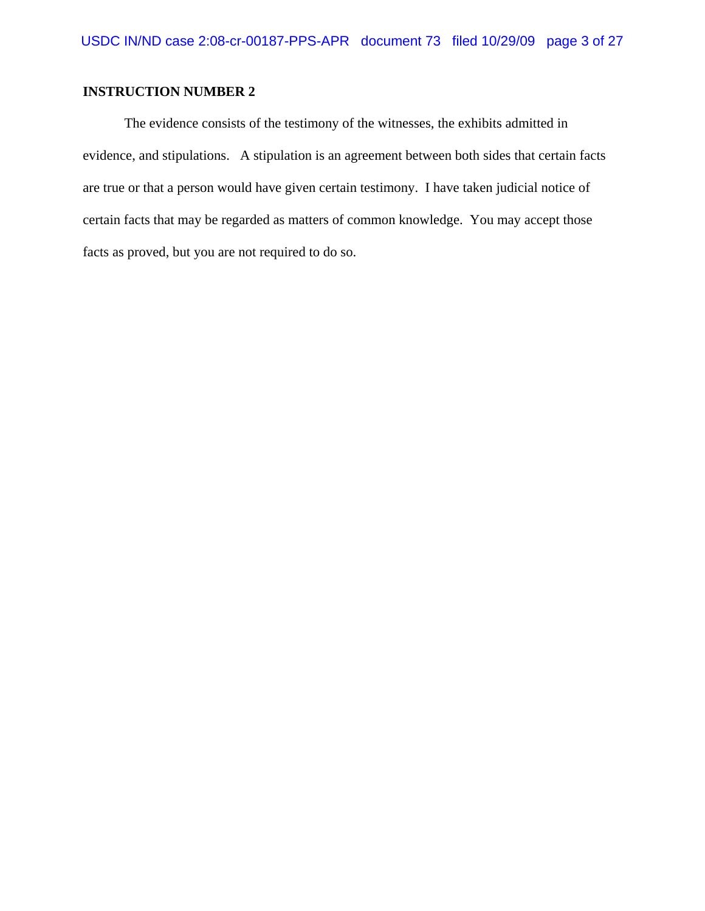**INSTRUCTION NUMBER 2**

The evidence consists of the testimony of the witnesses, the exhibits admitted in evidence, and stipulations. A stipulation is an agreement between both sides that certain facts are true or that a person would have given certain testimony. I have taken judicial notice of certain facts that may be regarded as matters of common knowledge. You may accept those facts as proved, but you are not required to do so.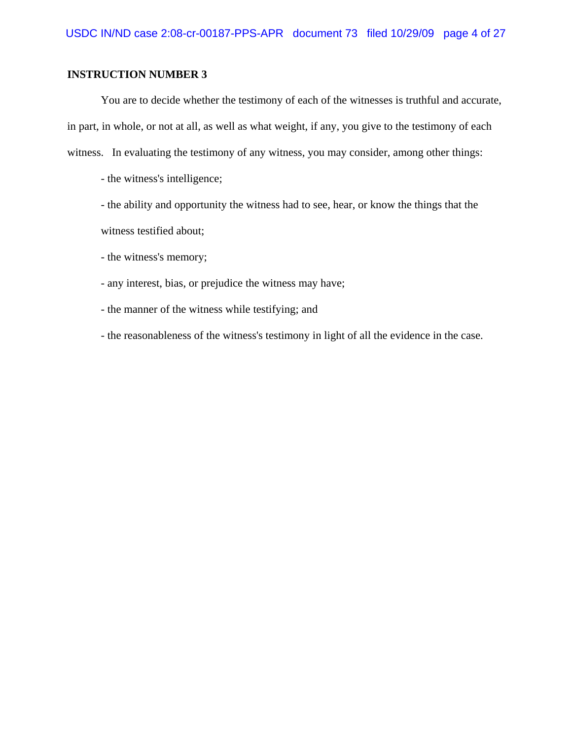**INSTRUCTION NUMBER 3**

You are to decide whether the testimony of each of the witnesses is truthful and accurate, in part, in whole, or not at all, as well as what weight, if any, you give to the testimony of each witness. In evaluating the testimony of any witness, you may consider, among other things:

- the witness's intelligence;
- the ability and opportunity the witness had to see, hear, or know the things that the witness testified about;
- the witness's memory;
- any interest, bias, or prejudice the witness may have;
- the manner of the witness while testifying; and
- the reasonableness of the witness's testimony in light of all the evidence in the case.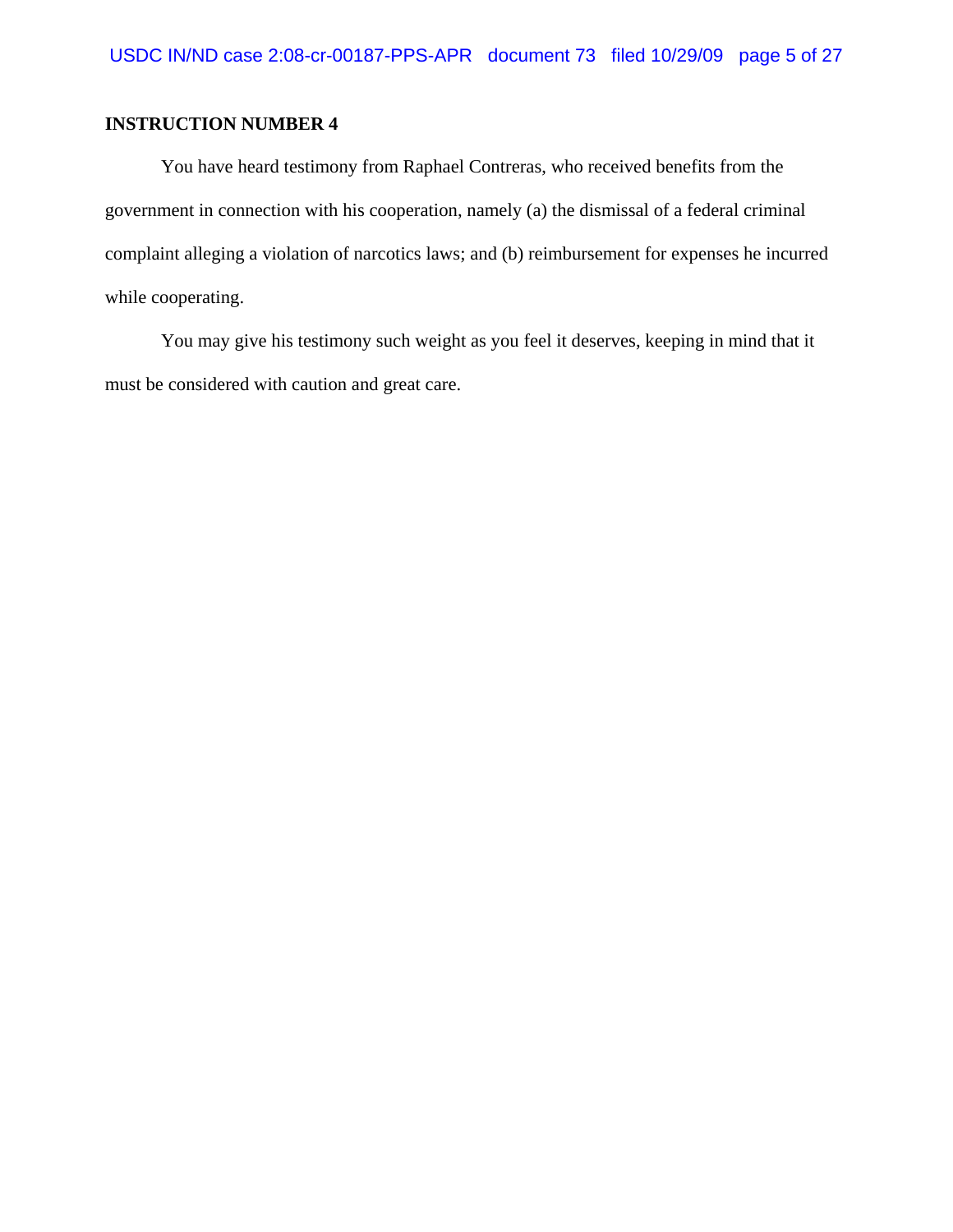**INSTRUCTION NUMBER 4**

You have heard testimony from Raphael Contreras, who received benefits from the government in connection with his cooperation, namely (a) the dismissal of a federal criminal complaint alleging a violation of narcotics laws; and (b) reimbursement for expenses he incurred while cooperating.

You may give his testimony such weight as you feel it deserves, keeping in mind that it must be considered with caution and great care.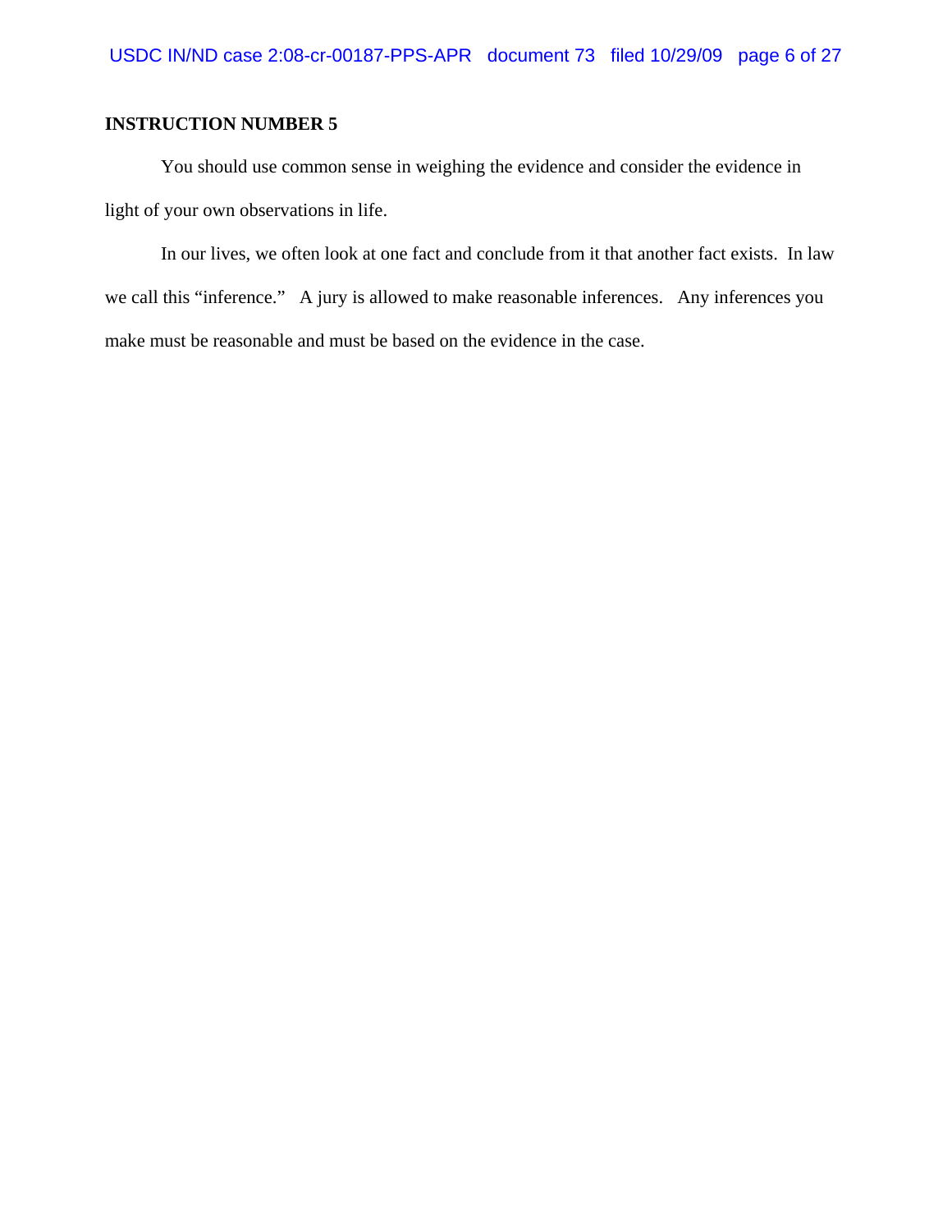**INSTRUCTION NUMBER 5**

You should use common sense in weighing the evidence and consider the evidence in light of your own observations in life.

In our lives, we often look at one fact and conclude from it that another fact exists. In law we call this "inference." A jury is allowed to make reasonable inferences. Any inferences you make must be reasonable and must be based on the evidence in the case.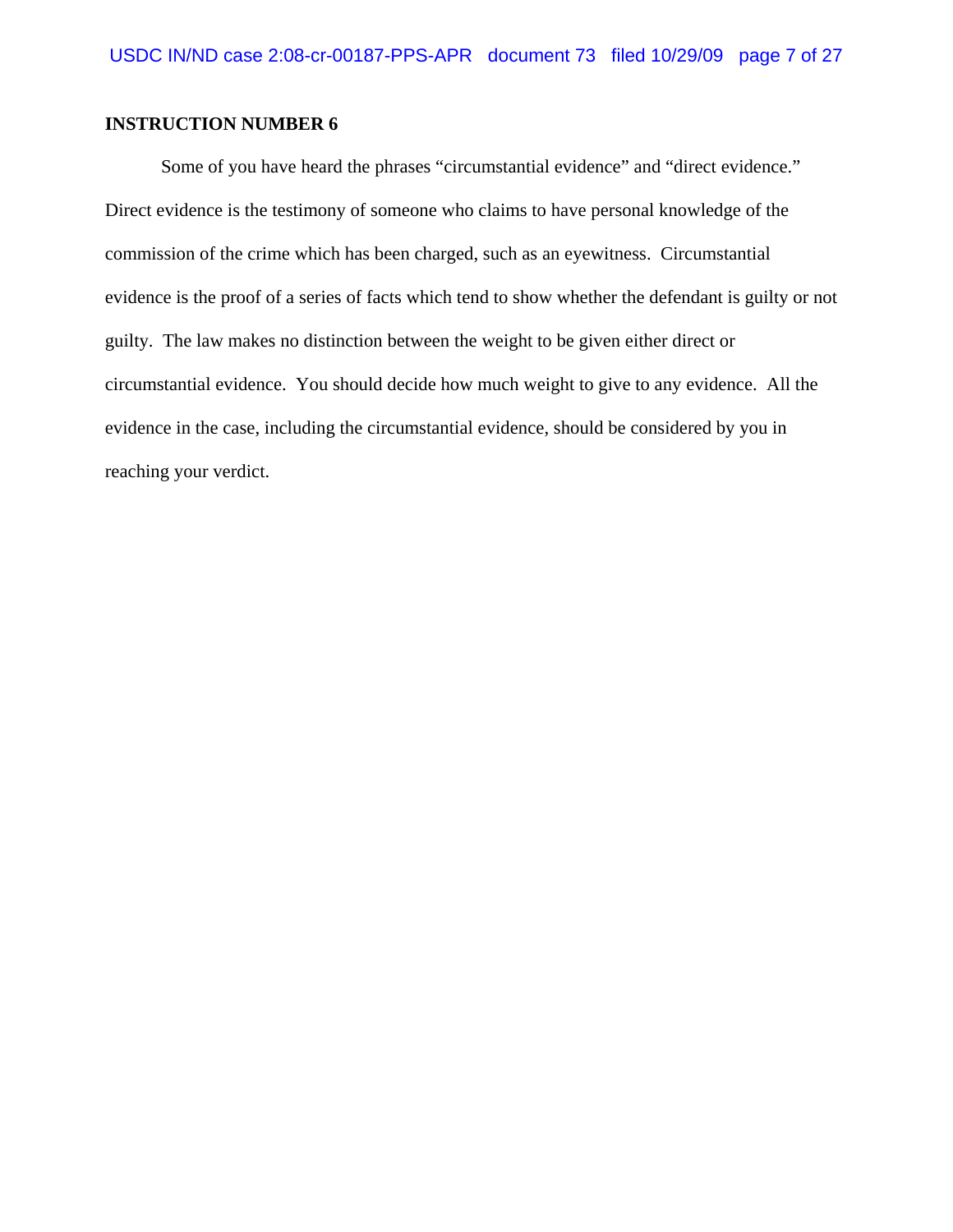**INSTRUCTION NUMBER 6**

Some of you have heard the phrases "circumstantial evidence" and "direct evidence." Direct evidence is the testimony of someone who claims to have personal knowledge of the commission of the crime which has been charged, such as an eyewitness. Circumstantial evidence is the proof of a series of facts which tend to show whether the defendant is guilty or not guilty. The law makes no distinction between the weight to be given either direct or circumstantial evidence. You should decide how much weight to give to any evidence. All the evidence in the case, including the circumstantial evidence, should be considered by you in reaching your verdict.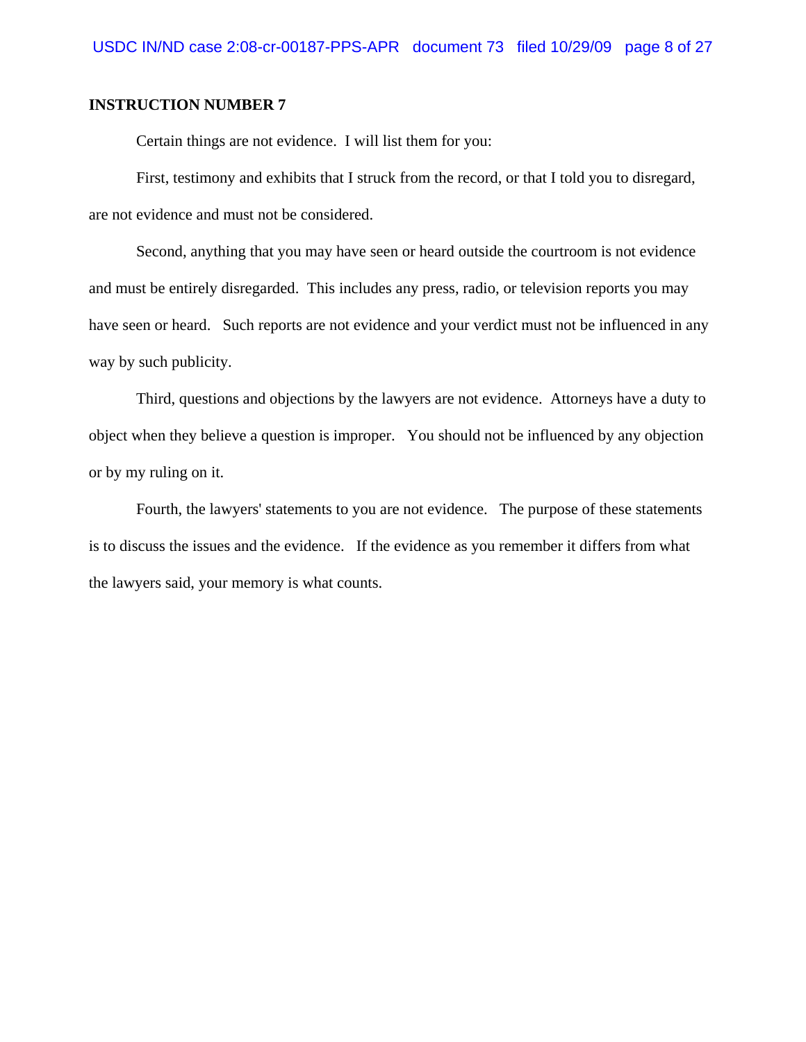**INSTRUCTION NUMBER 7**

Certain things are not evidence. I will list them for you:

First, testimony and exhibits that I struck from the record, or that I told you to disregard, are not evidence and must not be considered.

Second, anything that you may have seen or heard outside the courtroom is not evidence and must be entirely disregarded. This includes any press, radio, or television reports you may have seen or heard. Such reports are not evidence and your verdict must not be influenced in any way by such publicity.

Third, questions and objections by the lawyers are not evidence. Attorneys have a duty to object when they believe a question is improper. You should not be influenced by any objection or by my ruling on it.

Fourth, the lawyers' statements to you are not evidence. The purpose of these statements is to discuss the issues and the evidence. If the evidence as you remember it differs from what the lawyers said, your memory is what counts.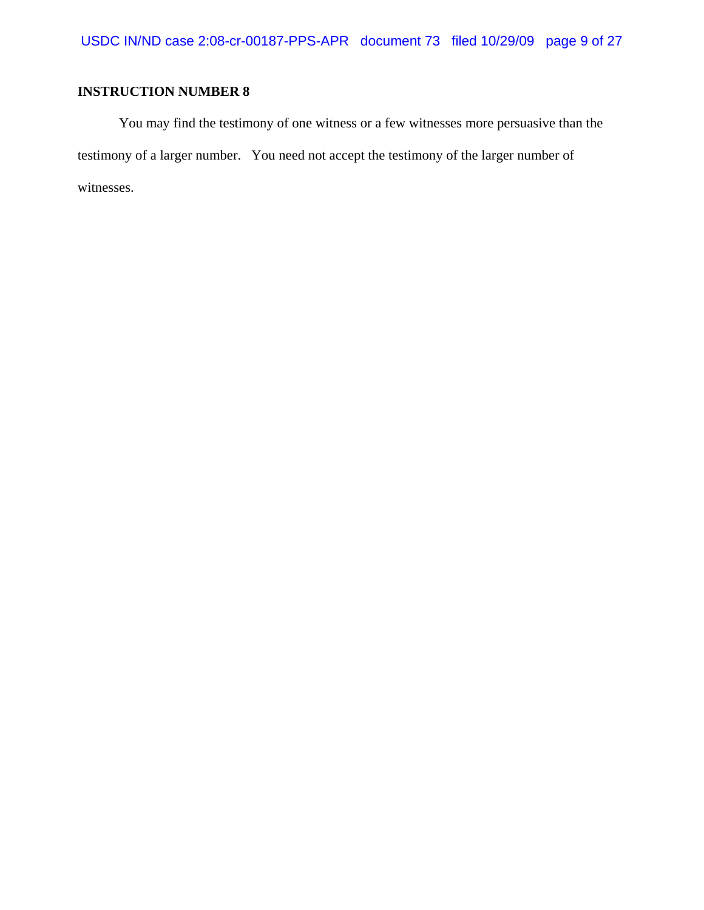**INSTRUCTION NUMBER 8**

You may find the testimony of one witness or a few witnesses more persuasive than the testimony of a larger number. You need not accept the testimony of the larger number of witnesses.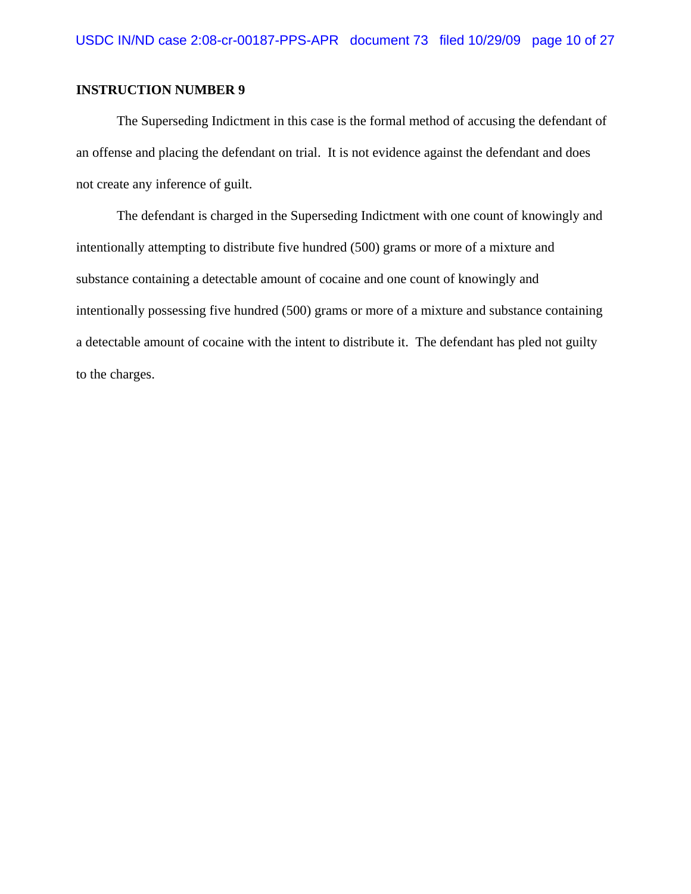**INSTRUCTION NUMBER 9**

The Superseding Indictment in this case is the formal method of accusing the defendant of an offense and placing the defendant on trial. It is not evidence against the defendant and does not create any inference of guilt.

The defendant is charged in the Superseding Indictment with one count of knowingly and intentionally attempting to distribute five hundred (500) grams or more of a mixture and substance containing a detectable amount of cocaine and one count of knowingly and intentionally possessing five hundred (500) grams or more of a mixture and substance containing a detectable amount of cocaine with the intent to distribute it. The defendant has pled not guilty to the charges.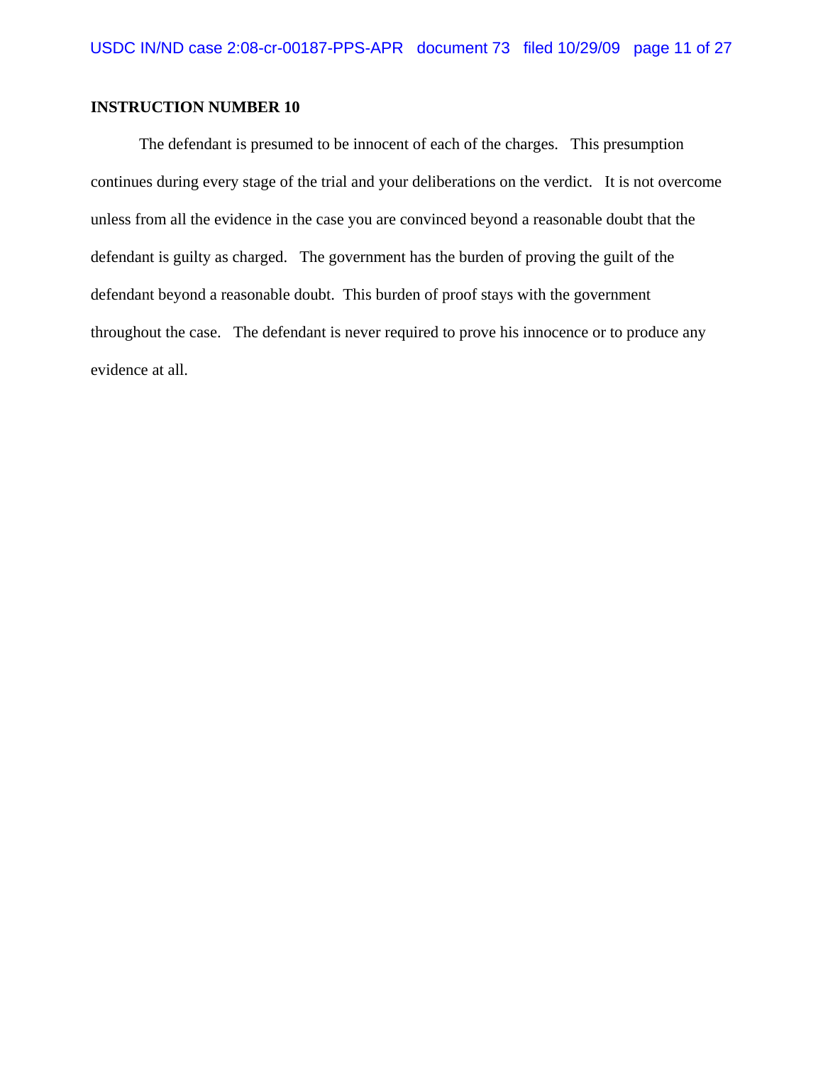**INSTRUCTION NUMBER 10**

The defendant is presumed to be innocent of each of the charges. This presumption continues during every stage of the trial and your deliberations on the verdict. It is not overcome unless from all the evidence in the case you are convinced beyond a reasonable doubt that the defendant is guilty as charged. The government has the burden of proving the guilt of the defendant beyond a reasonable doubt. This burden of proof stays with the government throughout the case. The defendant is never required to prove his innocence or to produce any evidence at all.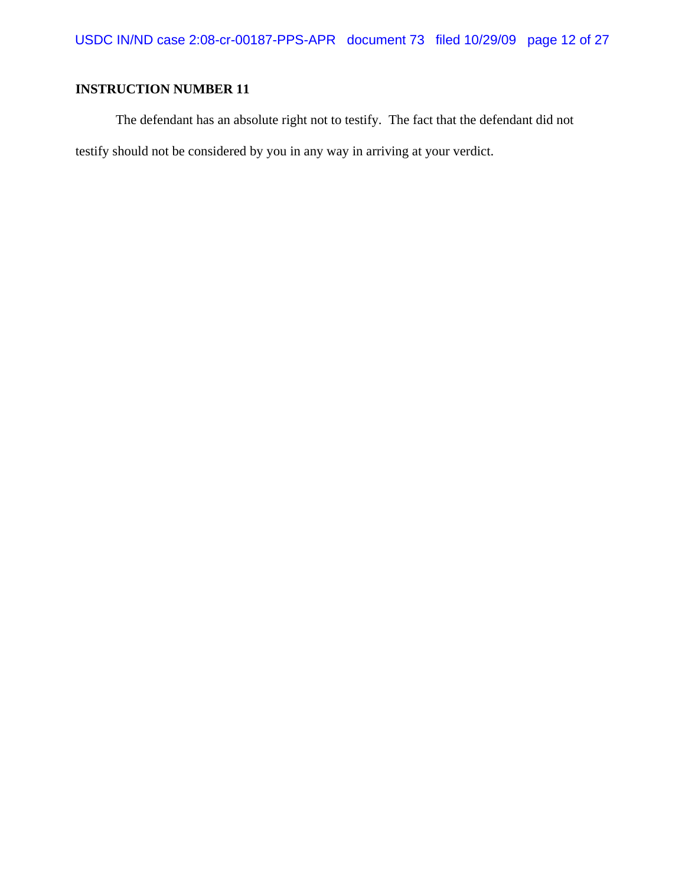**INSTRUCTION NUMBER 11**

The defendant has an absolute right not to testify. The fact that the defendant did not testify should not be considered by you in any way in arriving at your verdict.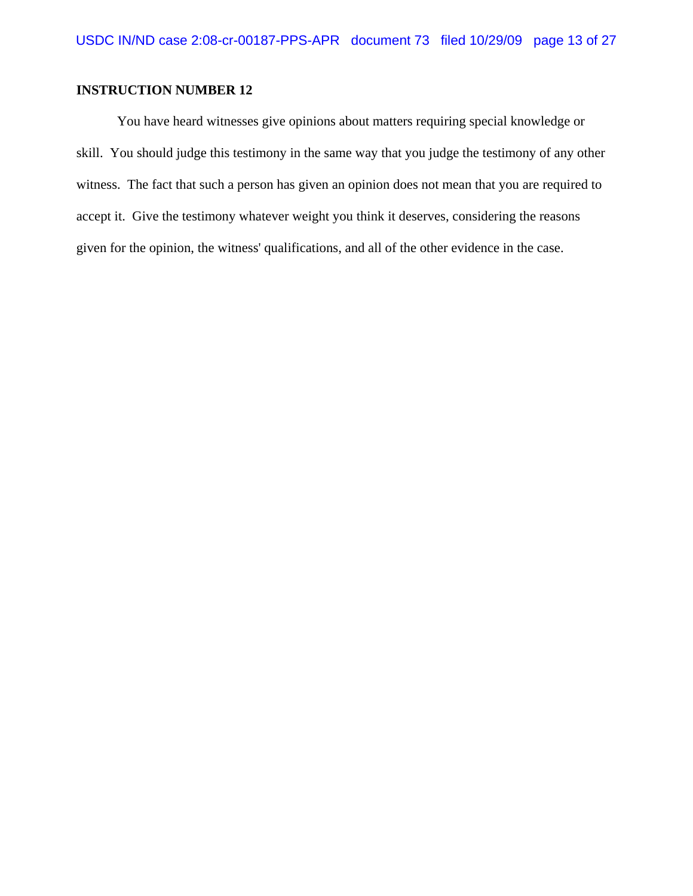**INSTRUCTION NUMBER 12**

You have heard witnesses give opinions about matters requiring special knowledge or skill. You should judge this testimony in the same way that you judge the testimony of any other witness. The fact that such a person has given an opinion does not mean that you are required to accept it. Give the testimony whatever weight you think it deserves, considering the reasons given for the opinion, the witness' qualifications, and all of the other evidence in the case.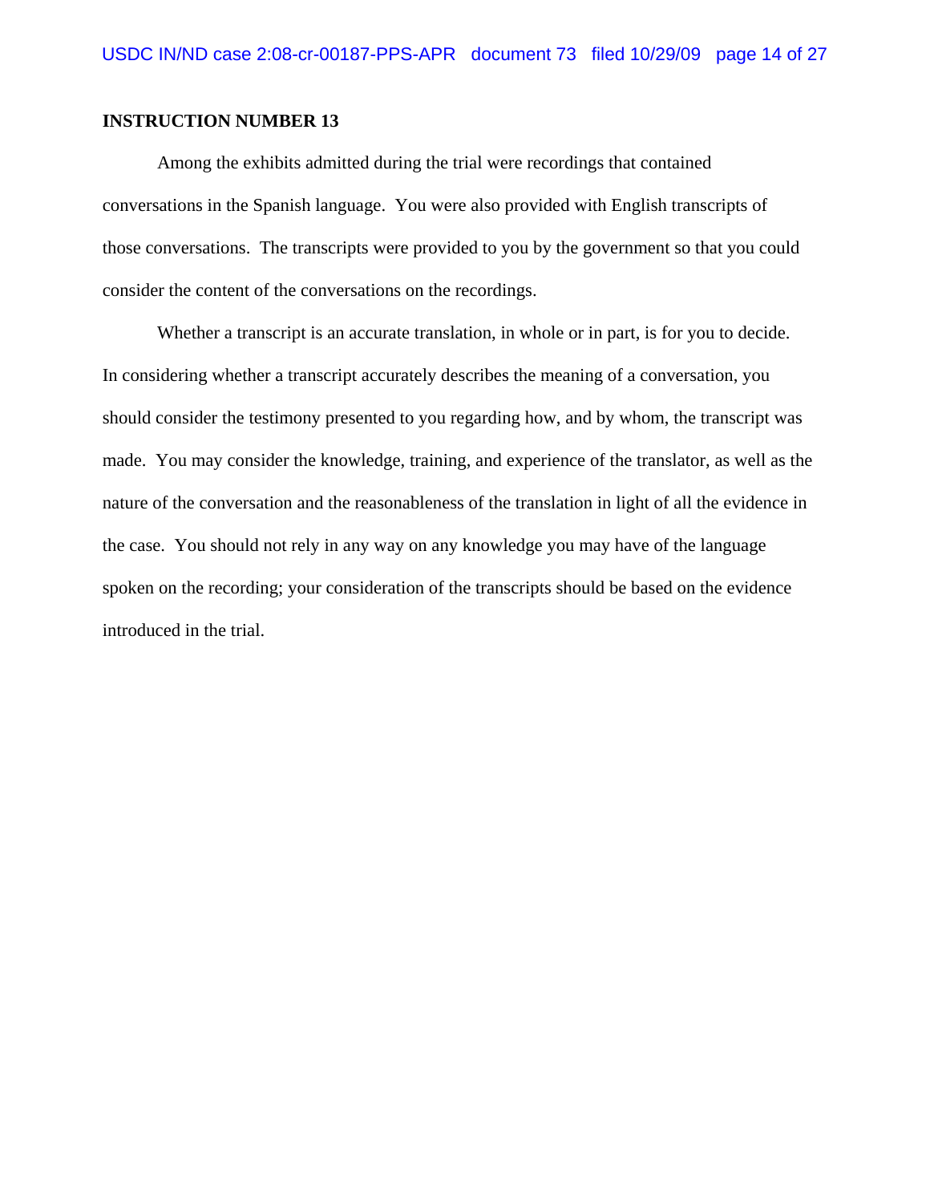**INSTRUCTION NUMBER 13**

Among the exhibits admitted during the trial were recordings that contained conversations in the Spanish language. You were also provided with English transcripts of those conversations. The transcripts were provided to you by the government so that you could consider the content of the conversations on the recordings.

Whether a transcript is an accurate translation, in whole or in part, is for you to decide. In considering whether a transcript accurately describes the meaning of a conversation, you should consider the testimony presented to you regarding how, and by whom, the transcript was made. You may consider the knowledge, training, and experience of the translator, as well as the nature of the conversation and the reasonableness of the translation in light of all the evidence in the case. You should not rely in any way on any knowledge you may have of the language spoken on the recording; your consideration of the transcripts should be based on the evidence introduced in the trial.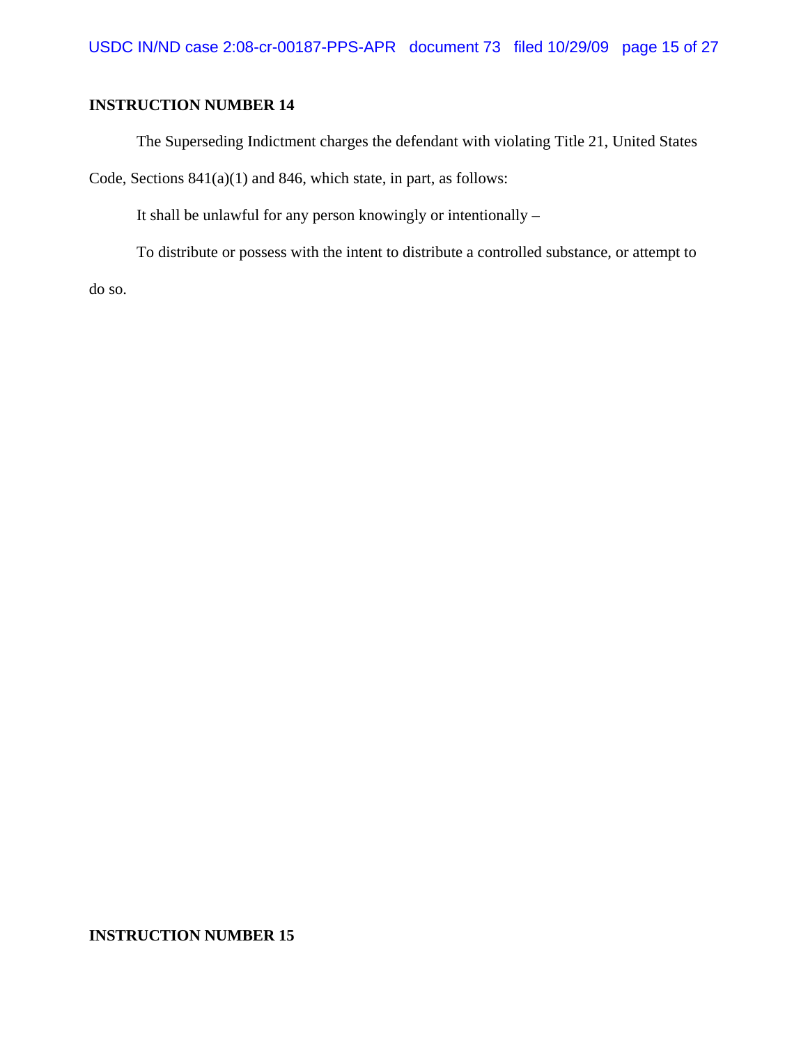**INSTRUCTION NUMBER 14**

The Superseding Indictment charges the defendant with violating Title 21, United States Code, Sections 841(a)(1) and 846, which state, in part, as follows:

It shall be unlawful for any person knowingly or intentionally –

To distribute or possess with the intent to distribute a controlled substance, or attempt to do so.

**INSTRUCTION NUMBER 15**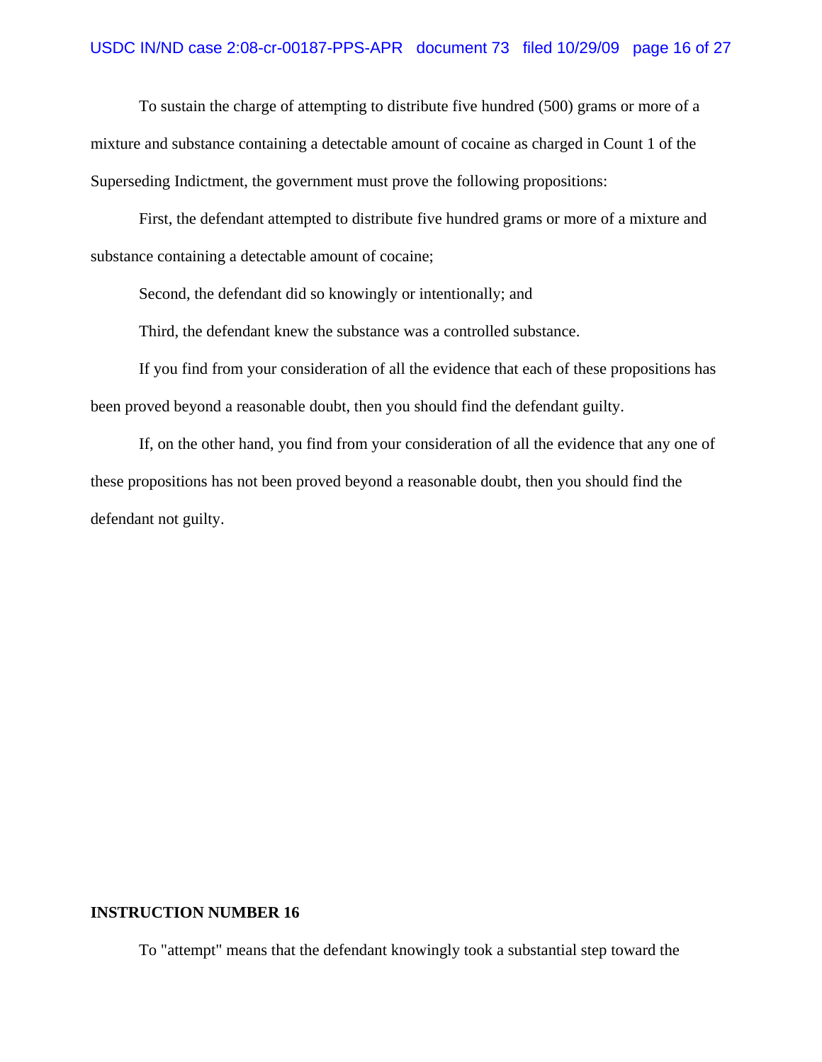To sustain the charge of attempting to distribute five hundred (500) grams or more of a mixture and substance containing a detectable amount of cocaine as charged in Count 1 of the Superseding Indictment, the government must prove the following propositions:

First, the defendant attempted to distribute five hundred grams or more of a mixture and substance containing a detectable amount of cocaine;

Second, the defendant did so knowingly or intentionally; and

Third, the defendant knew the substance was a controlled substance.

If you find from your consideration of all the evidence that each of these propositions has been proved beyond a reasonable doubt, then you should find the defendant guilty.

If, on the other hand, you find from your consideration of all the evidence that any one of these propositions has not been proved beyond a reasonable doubt, then you should find the defendant not guilty.

**INSTRUCTION NUMBER 16**

To "attempt" means that the defendant knowingly took a substantial step toward the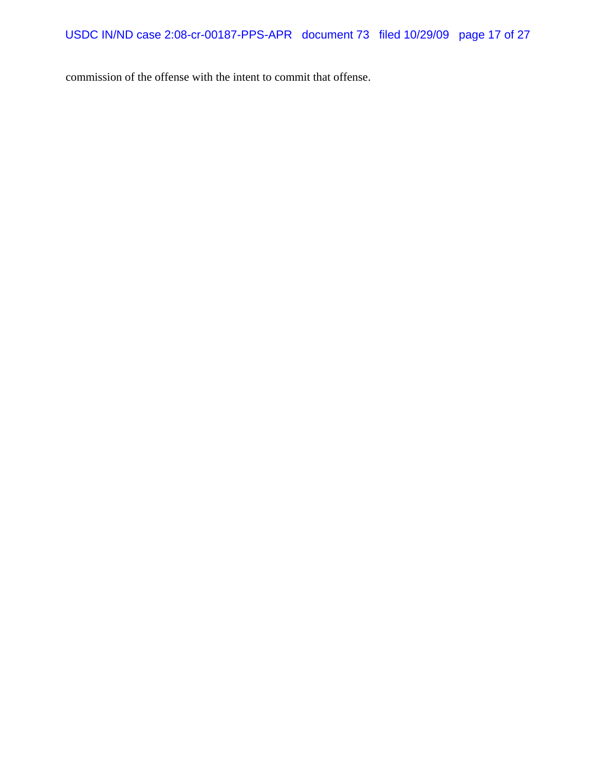commission of the offense with the intent to commit that offense.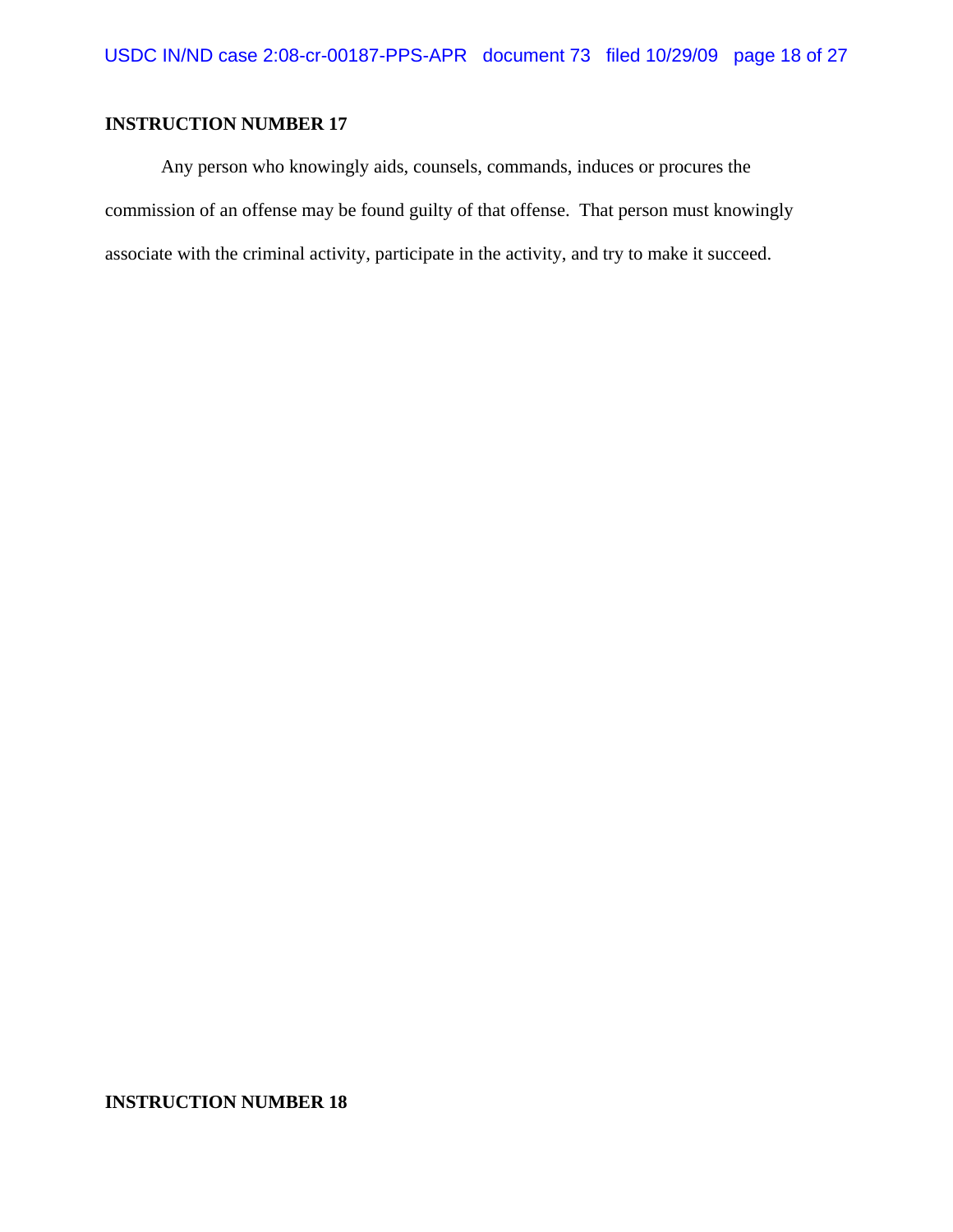**INSTRUCTION NUMBER 17**

Any person who knowingly aids, counsels, commands, induces or procures the commission of an offense may be found guilty of that offense. That person must knowingly associate with the criminal activity, participate in the activity, and try to make it succeed.

**INSTRUCTION NUMBER 18**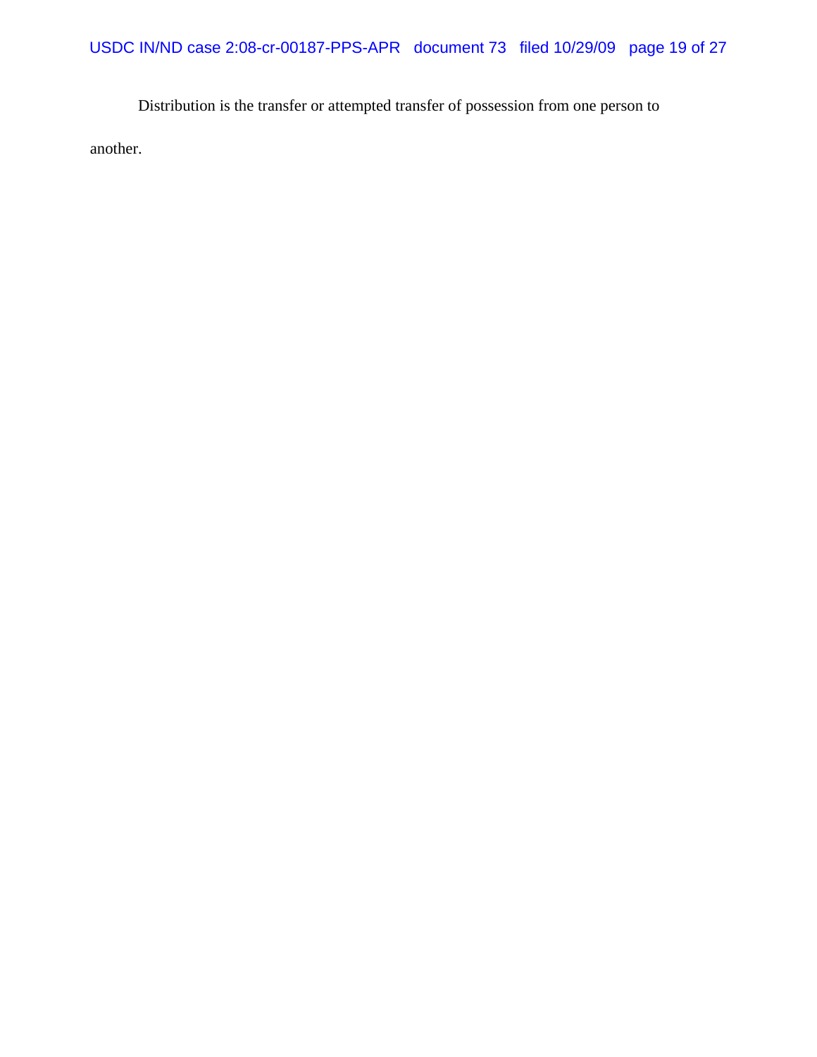Distribution is the transfer or attempted transfer of possession from one person to another.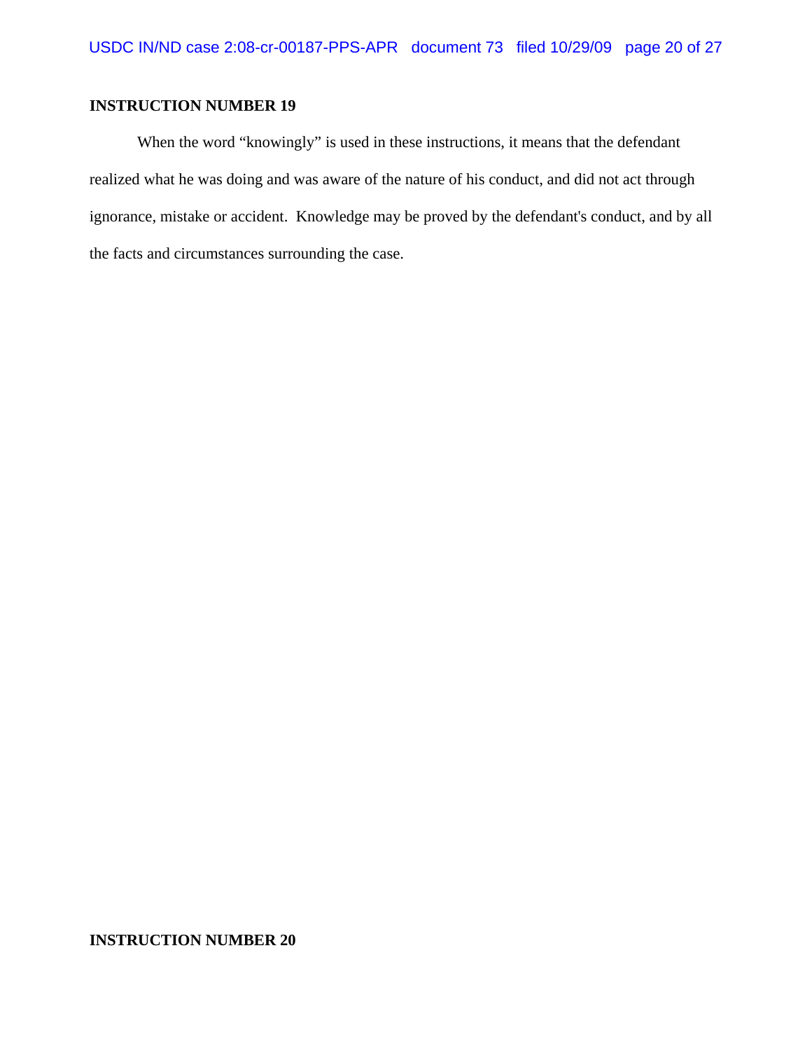**INSTRUCTION NUMBER 19**

When the word "knowingly" is used in these instructions, it means that the defendant realized what he was doing and was aware of the nature of his conduct, and did not act through ignorance, mistake or accident. Knowledge may be proved by the defendant's conduct, and by all the facts and circumstances surrounding the case.

**INSTRUCTION NUMBER 20**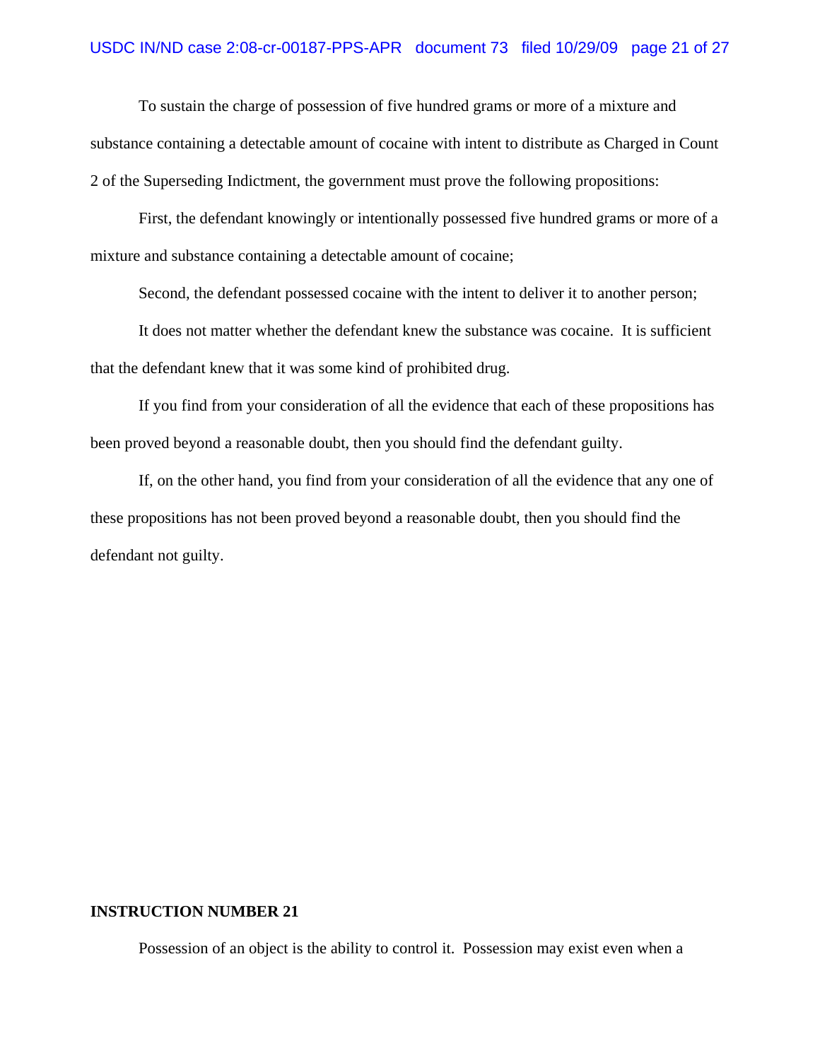To sustain the charge of possession of five hundred grams or more of a mixture and substance containing a detectable amount of cocaine with intent to distribute as Charged in Count 2 of the Superseding Indictment, the government must prove the following propositions:

First, the defendant knowingly or intentionally possessed five hundred grams or more of a mixture and substance containing a detectable amount of cocaine;

Second, the defendant possessed cocaine with the intent to deliver it to another person;

It does not matter whether the defendant knew the substance was cocaine. It is sufficient that the defendant knew that it was some kind of prohibited drug.

If you find from your consideration of all the evidence that each of these propositions has been proved beyond a reasonable doubt, then you should find the defendant guilty.

If, on the other hand, you find from your consideration of all the evidence that any one of these propositions has not been proved beyond a reasonable doubt, then you should find the defendant not guilty.

**INSTRUCTION NUMBER 21**

Possession of an object is the ability to control it. Possession may exist even when a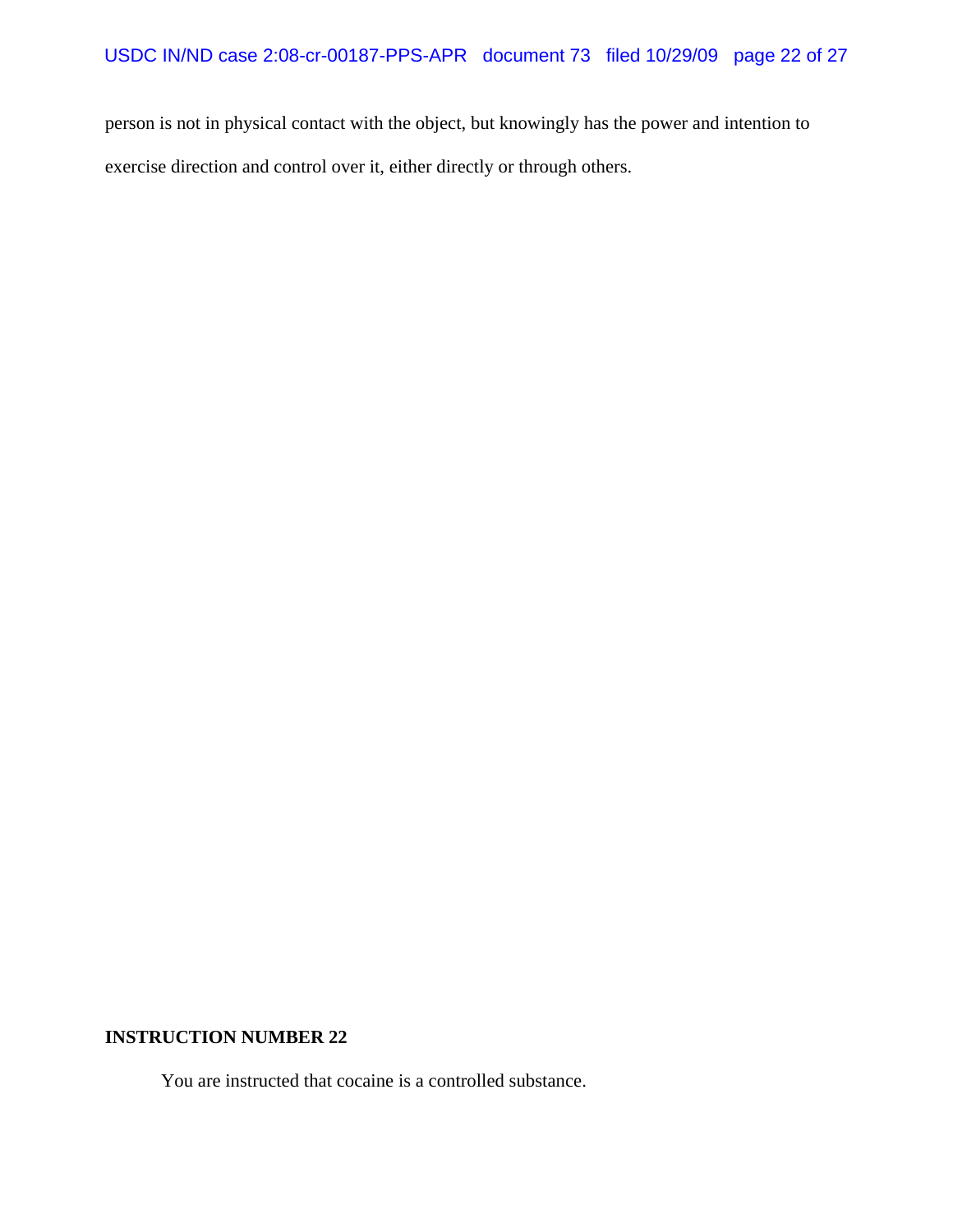person is not in physical contact with the object, but knowingly has the power and intention to exercise direction and control over it, either directly or through others.

**INSTRUCTION NUMBER 22**

You are instructed that cocaine is a controlled substance.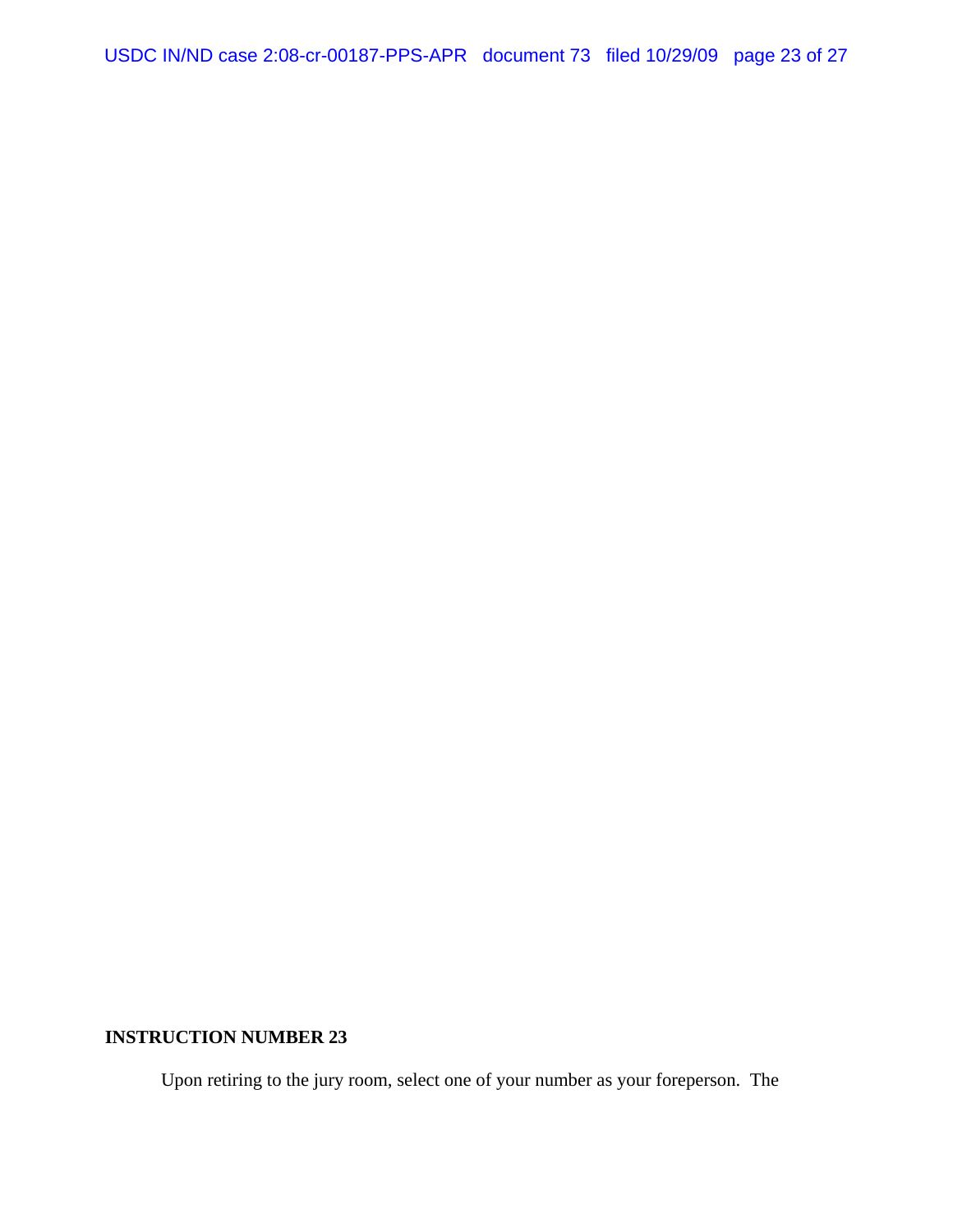**INSTRUCTION NUMBER 23**

Upon retiring to the jury room, select one of your number as your foreperson. The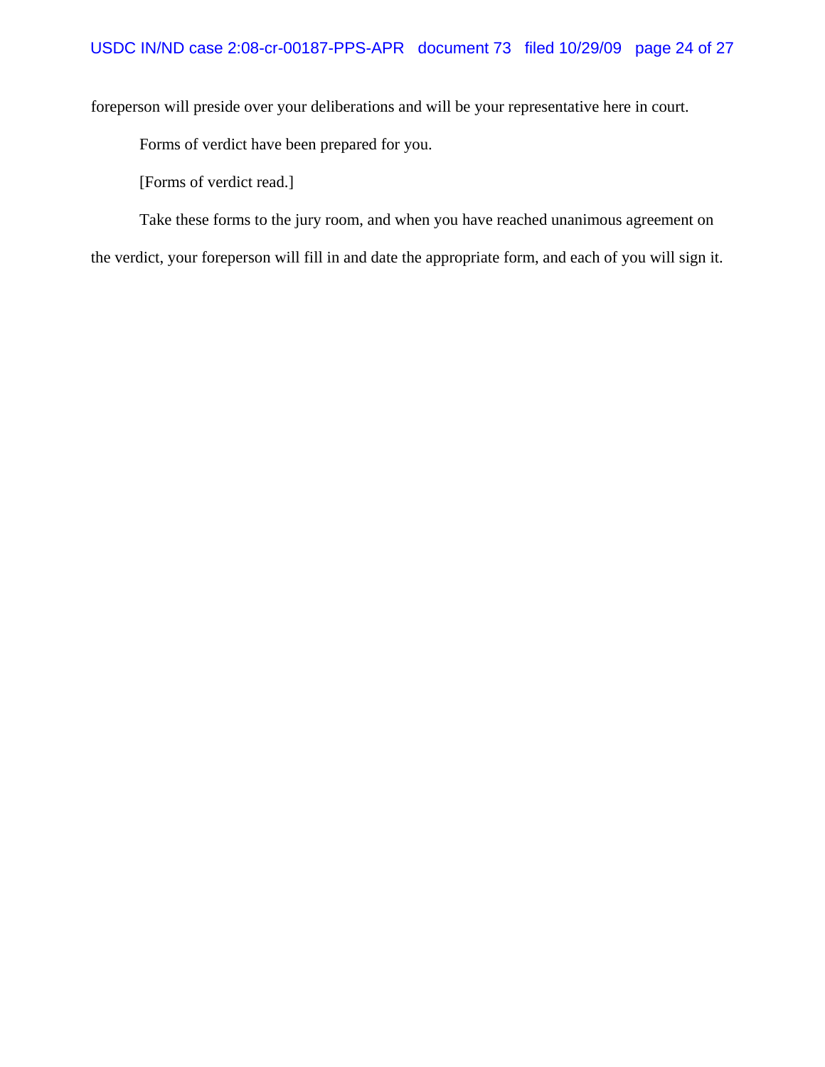foreperson will preside over your deliberations and will be your representative here in court.

Forms of verdict have been prepared for you.

[Forms of verdict read.]

Take these forms to the jury room, and when you have reached unanimous agreement on the verdict, your foreperson will fill in and date the appropriate form, and each of you will sign it.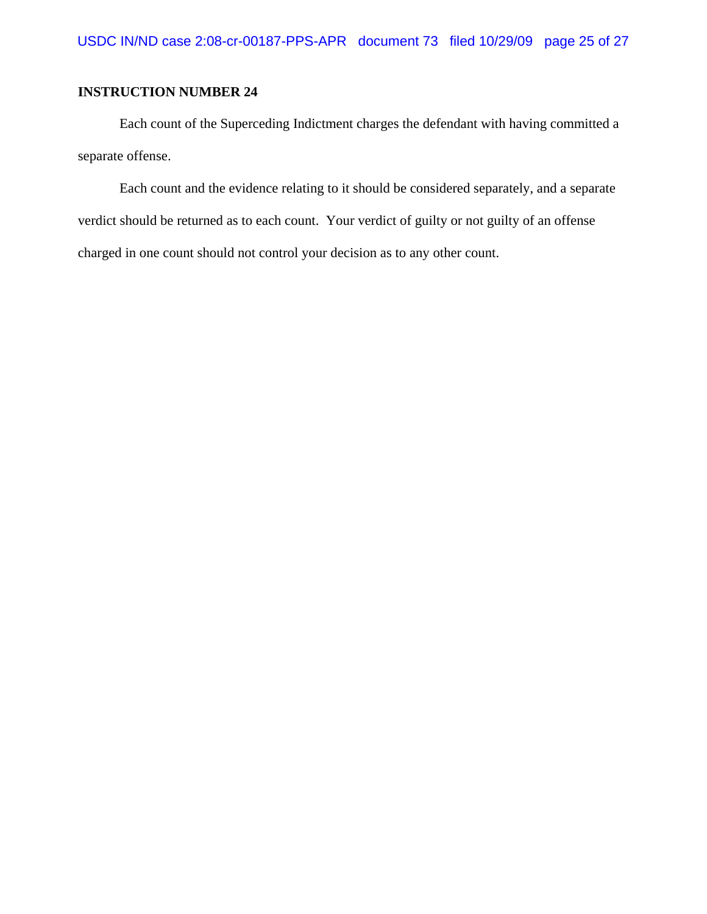**INSTRUCTION NUMBER 24**

Each count of the Superceding Indictment charges the defendant with having committed a separate offense.

Each count and the evidence relating to it should be considered separately, and a separate verdict should be returned as to each count. Your verdict of guilty or not guilty of an offense charged in one count should not control your decision as to any other count.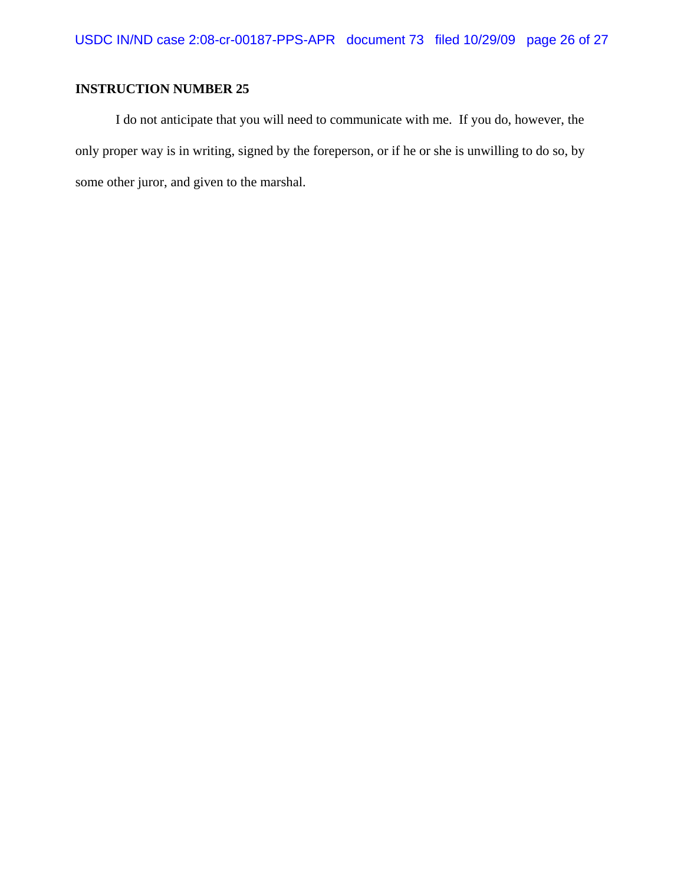**INSTRUCTION NUMBER 25**

I do not anticipate that you will need to communicate with me. If you do, however, the only proper way is in writing, signed by the foreperson, or if he or she is unwilling to do so, by some other juror, and given to the marshal.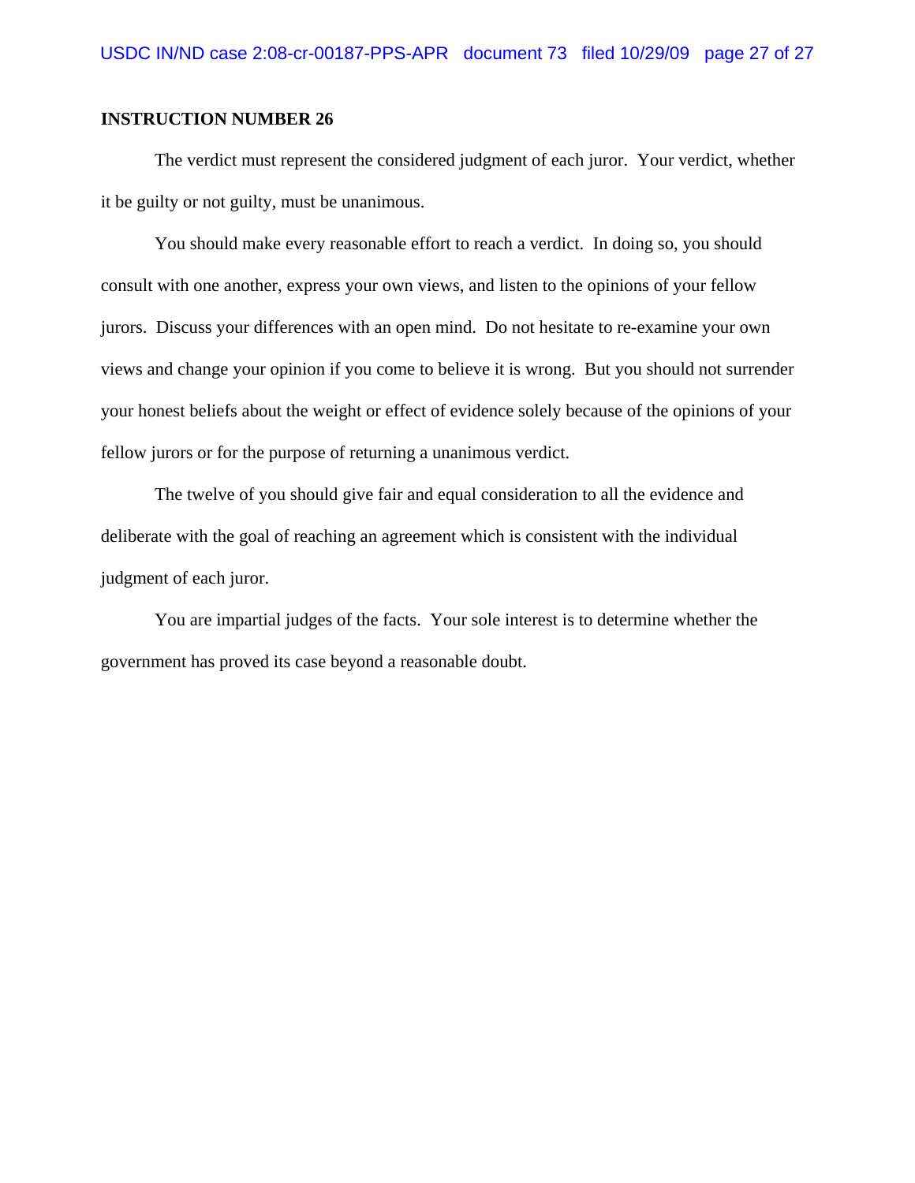**INSTRUCTION NUMBER 26**

The verdict must represent the considered judgment of each juror. Your verdict, whether it be guilty or not guilty, must be unanimous.

You should make every reasonable effort to reach a verdict. In doing so, you should consult with one another, express your own views, and listen to the opinions of your fellow jurors. Discuss your differences with an open mind. Do not hesitate to re-examine your own views and change your opinion if you come to believe it is wrong. But you should not surrender your honest beliefs about the weight or effect of evidence solely because of the opinions of your fellow jurors or for the purpose of returning a unanimous verdict.

The twelve of you should give fair and equal consideration to all the evidence and deliberate with the goal of reaching an agreement which is consistent with the individual judgment of each juror.

You are impartial judges of the facts. Your sole interest is to determine whether the government has proved its case beyond a reasonable doubt.